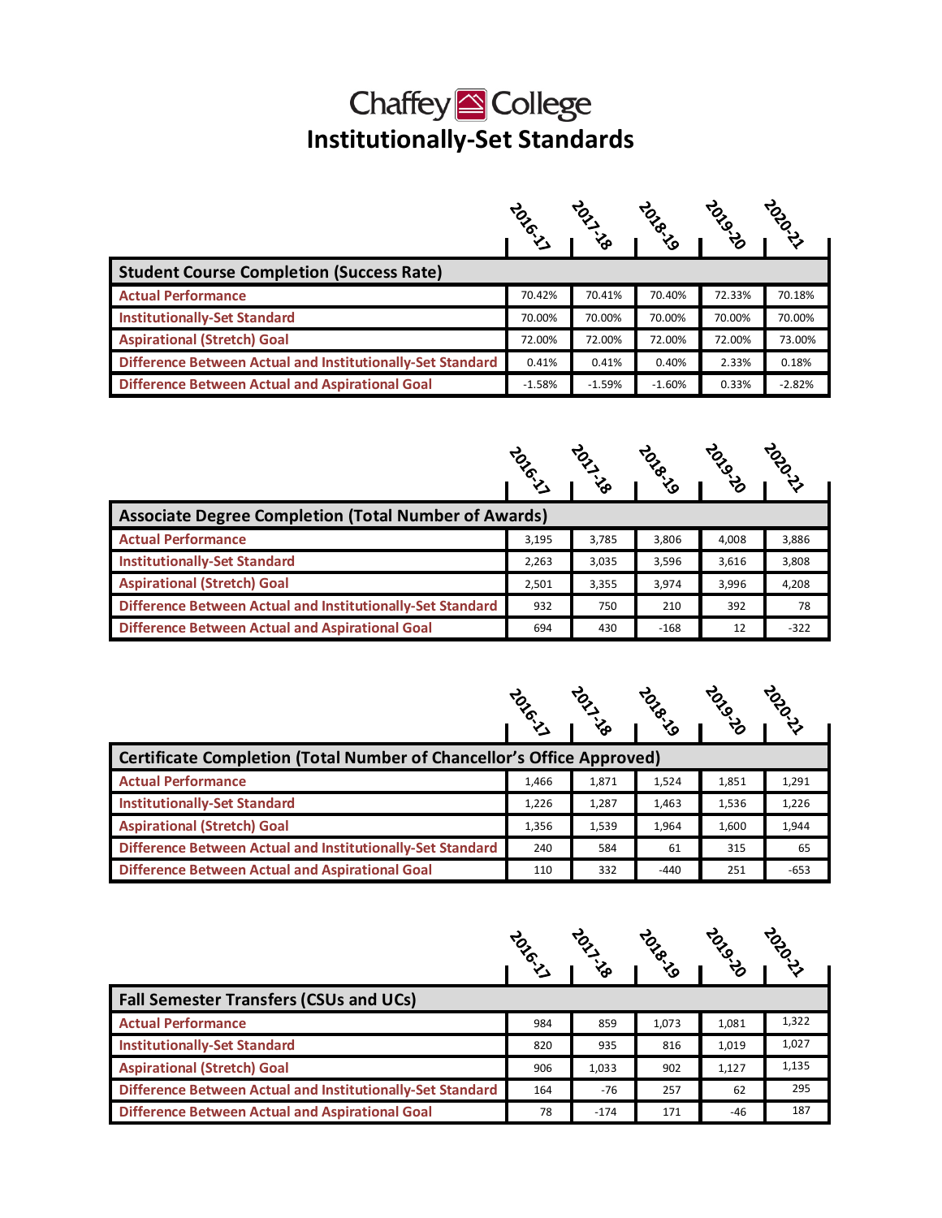# Chaffey College

## Institutionally-Set Standards

| Student Course Completion (Success Rate) | 2016-17 | 2017-18 | 2018-19 | 2019-20 | 2020-21 |
| --- | --- | --- | --- | --- | --- |
| Actual Performance | 70.42% | 70.41% | 70.40% | 72.33% | 70.18% |
| Institutionally-Set Standard | 70.00% | 70.00% | 70.00% | 70.00% | 70.00% |
| Aspirational (Stretch) Goal | 72.00% | 72.00% | 72.00% | 72.00% | 73.00% |
| Difference Between Actual and Institutionally-Set Standard | 0.41% | 0.41% | 0.40% | 2.33% | 0.18% |
| Difference Between Actual and Aspirational Goal | -1.58% | -1.59% | -1.60% | 0.33% | -2.82% |

| Associate Degree Completion (Total Number of Awards) | 2016-17 | 2017-18 | 2018-19 | 2019-20 | 2020-21 |
| --- | --- | --- | --- | --- | --- |
| Actual Performance | 3,195 | 3,785 | 3,806 | 4,008 | 3,886 |
| Institutionally-Set Standard | 2,263 | 3,035 | 3,596 | 3,616 | 3,808 |
| Aspirational (Stretch) Goal | 2,501 | 3,355 | 3,974 | 3,996 | 4,208 |
| Difference Between Actual and Institutionally-Set Standard | 932 | 750 | 210 | 392 | 78 |
| Difference Between Actual and Aspirational Goal | 694 | 430 | -168 | 12 | -322 |

| Certificate Completion (Total Number of Chancellor's Office Approved) | 2016-17 | 2017-18 | 2018-19 | 2019-20 | 2020-21 |
| --- | --- | --- | --- | --- | --- |
| Actual Performance | 1,466 | 1,871 | 1,524 | 1,851 | 1,291 |
| Institutionally-Set Standard | 1,226 | 1,287 | 1,463 | 1,536 | 1,226 |
| Aspirational (Stretch) Goal | 1,356 | 1,539 | 1,964 | 1,600 | 1,944 |
| Difference Between Actual and Institutionally-Set Standard | 240 | 584 | 61 | 315 | 65 |
| Difference Between Actual and Aspirational Goal | 110 | 332 | -440 | 251 | -653 |

| Fall Semester Transfers (CSUs and UCs) | 2016-17 | 2017-18 | 2018-19 | 2019-20 | 2020-21 |
| --- | --- | --- | --- | --- | --- |
| Actual Performance | 984 | 859 | 1,073 | 1,081 | 1,322 |
| Institutionally-Set Standard | 820 | 935 | 816 | 1,019 | 1,027 |
| Aspirational (Stretch) Goal | 906 | 1,033 | 902 | 1,127 | 1,135 |
| Difference Between Actual and Institutionally-Set Standard | 164 | -76 | 257 | 62 | 295 |
| Difference Between Actual and Aspirational Goal | 78 | -174 | 171 | -46 | 187 |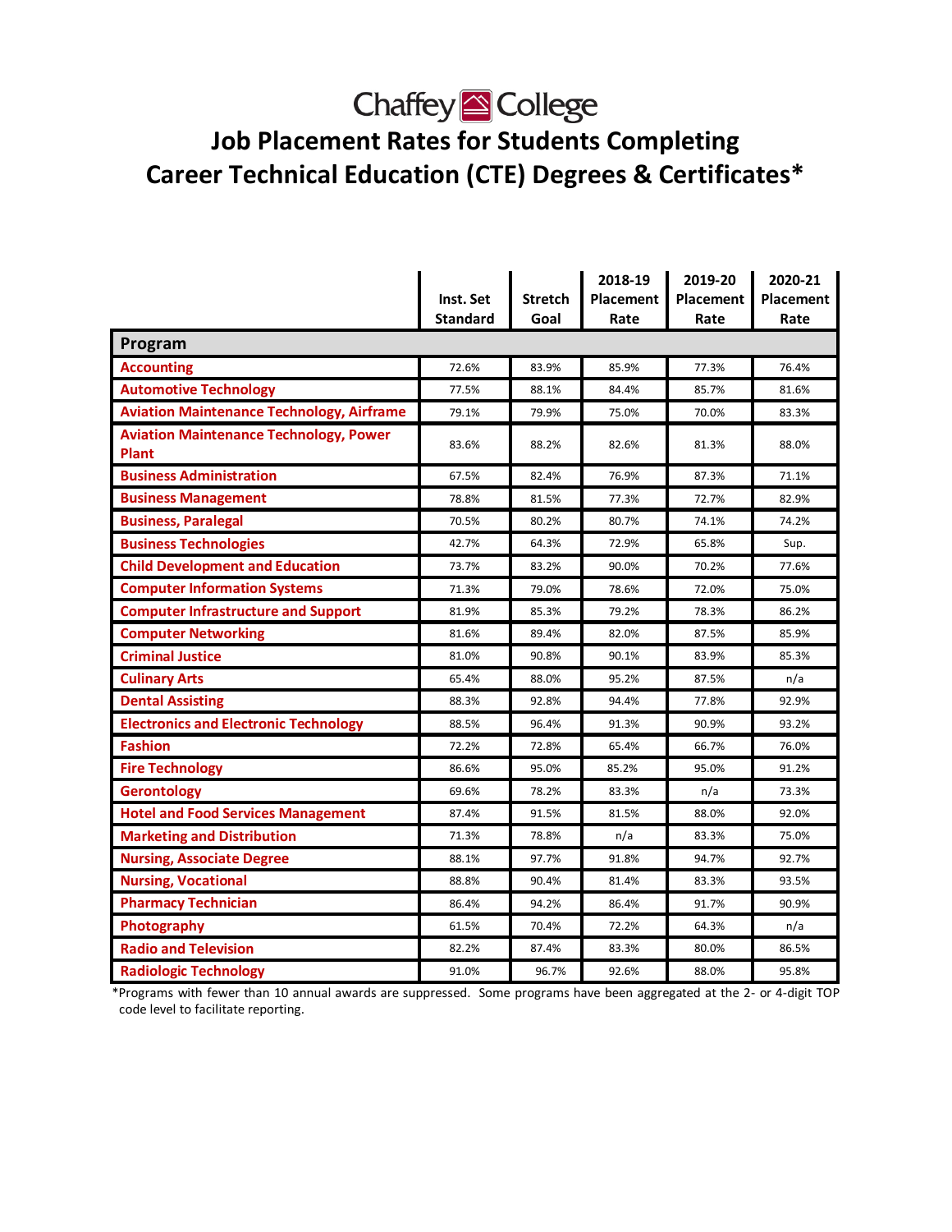# Chaffey College

# Job Placement Rates for Students Completing Career Technical Education (CTE) Degrees & Certificates*

| Program | Inst. Set Standard | Stretch Goal | 2018-19 Placement Rate | 2019-20 Placement Rate | 2020-21 Placement Rate |
|---|---|---|---|---|---|
| Accounting | 72.6% | 83.9% | 85.9% | 77.3% | 76.4% |
| Automotive Technology | 77.5% | 88.1% | 84.4% | 85.7% | 81.6% |
| Aviation Maintenance Technology, Airframe | 79.1% | 79.9% | 75.0% | 70.0% | 83.3% |
| Aviation Maintenance Technology, Power Plant | 83.6% | 88.2% | 82.6% | 81.3% | 88.0% |
| Business Administration | 67.5% | 82.4% | 76.9% | 87.3% | 71.1% |
| Business Management | 78.8% | 81.5% | 77.3% | 72.7% | 82.9% |
| Business, Paralegal | 70.5% | 80.2% | 80.7% | 74.1% | 74.2% |
| Business Technologies | 42.7% | 64.3% | 72.9% | 65.8% | Sup. |
| Child Development and Education | 73.7% | 83.2% | 90.0% | 70.2% | 77.6% |
| Computer Information Systems | 71.3% | 79.0% | 78.6% | 72.0% | 75.0% |
| Computer Infrastructure and Support | 81.9% | 85.3% | 79.2% | 78.3% | 86.2% |
| Computer Networking | 81.6% | 89.4% | 82.0% | 87.5% | 85.9% |
| Criminal Justice | 81.0% | 90.8% | 90.1% | 83.9% | 85.3% |
| Culinary Arts | 65.4% | 88.0% | 95.2% | 87.5% | n/a |
| Dental Assisting | 88.3% | 92.8% | 94.4% | 77.8% | 92.9% |
| Electronics and Electronic Technology | 88.5% | 96.4% | 91.3% | 90.9% | 93.2% |
| Fashion | 72.2% | 72.8% | 65.4% | 66.7% | 76.0% |
| Fire Technology | 86.6% | 95.0% | 85.2% | 95.0% | 91.2% |
| Gerontology | 69.6% | 78.2% | 83.3% | n/a | 73.3% |
| Hotel and Food Services Management | 87.4% | 91.5% | 81.5% | 88.0% | 92.0% |
| Marketing and Distribution | 71.3% | 78.8% | n/a | 83.3% | 75.0% |
| Nursing, Associate Degree | 88.1% | 97.7% | 91.8% | 94.7% | 92.7% |
| Nursing, Vocational | 88.8% | 90.4% | 81.4% | 83.3% | 93.5% |
| Pharmacy Technician | 86.4% | 94.2% | 86.4% | 91.7% | 90.9% |
| Photography | 61.5% | 70.4% | 72.2% | 64.3% | n/a |
| Radio and Television | 82.2% | 87.4% | 83.3% | 80.0% | 86.5% |
| Radiologic Technology | 91.0% | 96.7% | 92.6% | 88.0% | 95.8% |

*Programs with fewer than 10 annual awards are suppressed. Some programs have been aggregated at the 2- or 4-digit TOP code level to facilitate reporting.